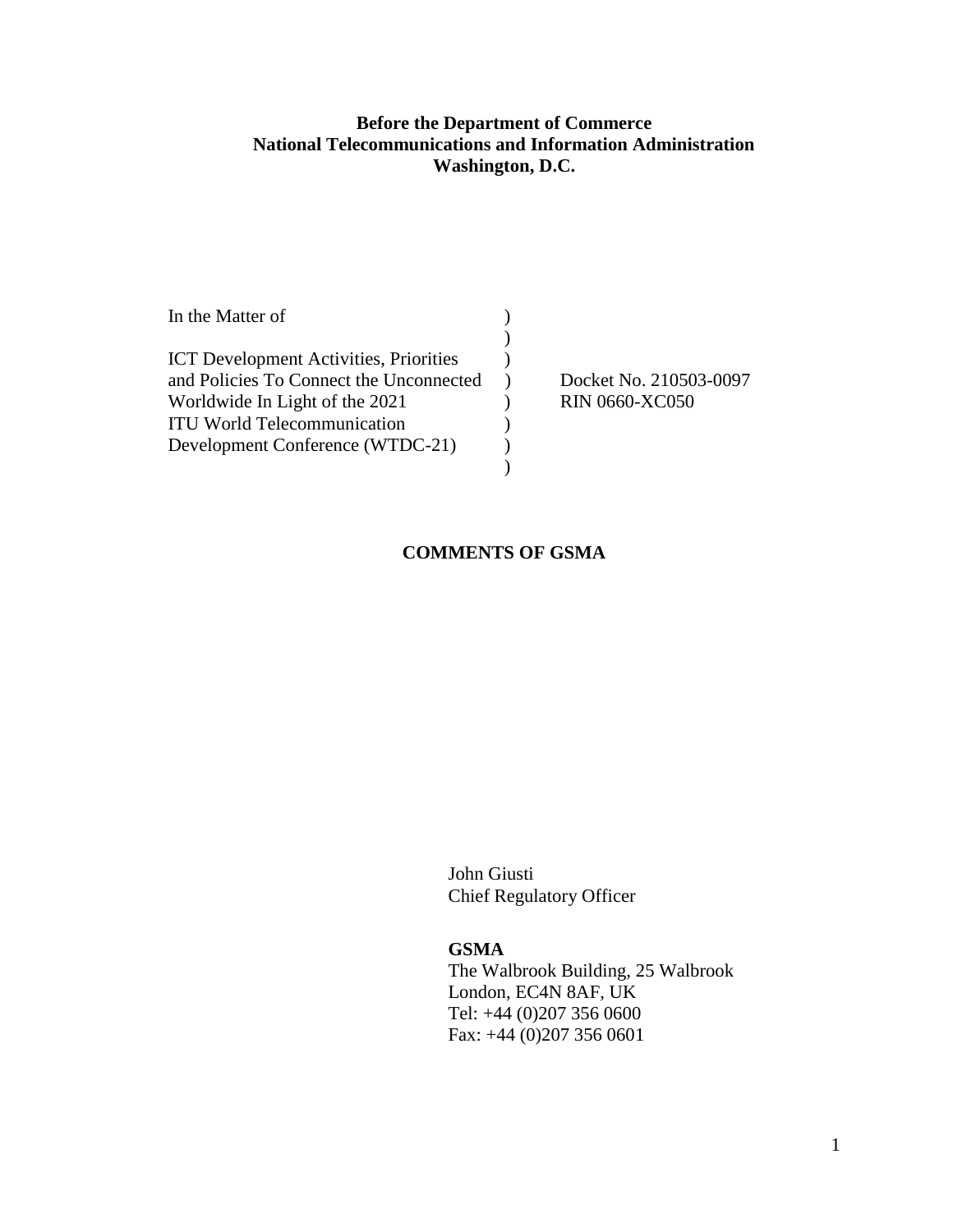**Before the Department of Commerce**
**National Telecommunications and Information Administration**
**Washington, D.C.**

| | | |
|---|---|---|
| In the Matter of | ) | |
| | ) | |
| ICT Development Activities, Priorities | ) | |
| and Policies To Connect the Unconnected | ) | Docket No. 210503-0097 |
| Worldwide In Light of the 2021 | ) | RIN 0660-XC050 |
| ITU World Telecommunication | ) | |
| Development Conference (WTDC-21) | ) | |
| | ) | |

**COMMENTS OF GSMA**

John Giusti
Chief Regulatory Officer

**GSMA**
The Walbrook Building, 25 Walbrook
London, EC4N 8AF, UK
Tel: +44 (0)207 356 0600
Fax: +44 (0)207 356 0601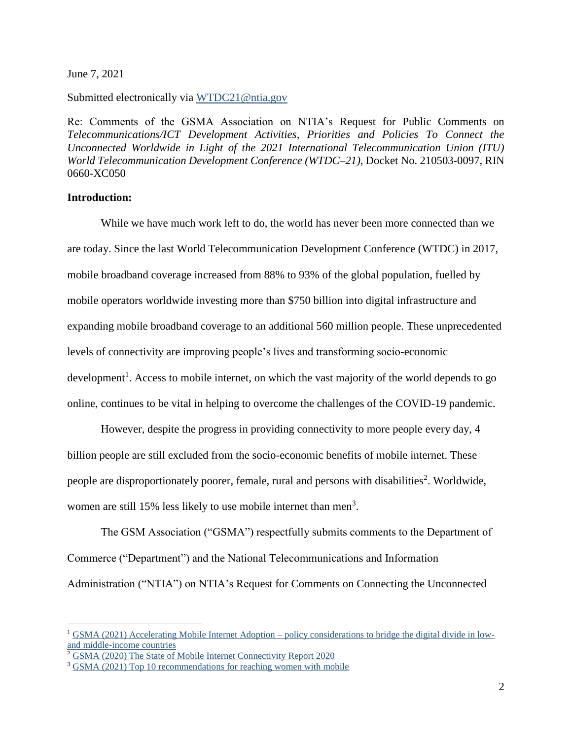June 7, 2021

Submitted electronically via WTDC21@ntia.gov

Re: Comments of the GSMA Association on NTIA's Request for Public Comments on *Telecommunications/ICT Development Activities, Priorities and Policies To Connect the Unconnected Worldwide in Light of the 2021 International Telecommunication Union (ITU) World Telecommunication Development Conference (WTDC–21)*, Docket No. 210503-0097, RIN 0660-XC050

**Introduction:**

While we have much work left to do, the world has never been more connected than we are today. Since the last World Telecommunication Development Conference (WTDC) in 2017, mobile broadband coverage increased from 88% to 93% of the global population, fuelled by mobile operators worldwide investing more than $750 billion into digital infrastructure and expanding mobile broadband coverage to an additional 560 million people. These unprecedented levels of connectivity are improving people's lives and transforming socio-economic development[1]. Access to mobile internet, on which the vast majority of the world depends to go online, continues to be vital in helping to overcome the challenges of the COVID-19 pandemic.

However, despite the progress in providing connectivity to more people every day, 4 billion people are still excluded from the socio-economic benefits of mobile internet. These people are disproportionately poorer, female, rural and persons with disabilities[2]. Worldwide, women are still 15% less likely to use mobile internet than men[3].

The GSM Association ("GSMA") respectfully submits comments to the Department of Commerce ("Department") and the National Telecommunications and Information Administration ("NTIA") on NTIA's Request for Comments on Connecting the Unconnected

---

[1] GSMA (2021) Accelerating Mobile Internet Adoption – policy considerations to bridge the digital divide in low- and middle-income countries

[2] GSMA (2020) The State of Mobile Internet Connectivity Report 2020

[3] GSMA (2021) Top 10 recommendations for reaching women with mobile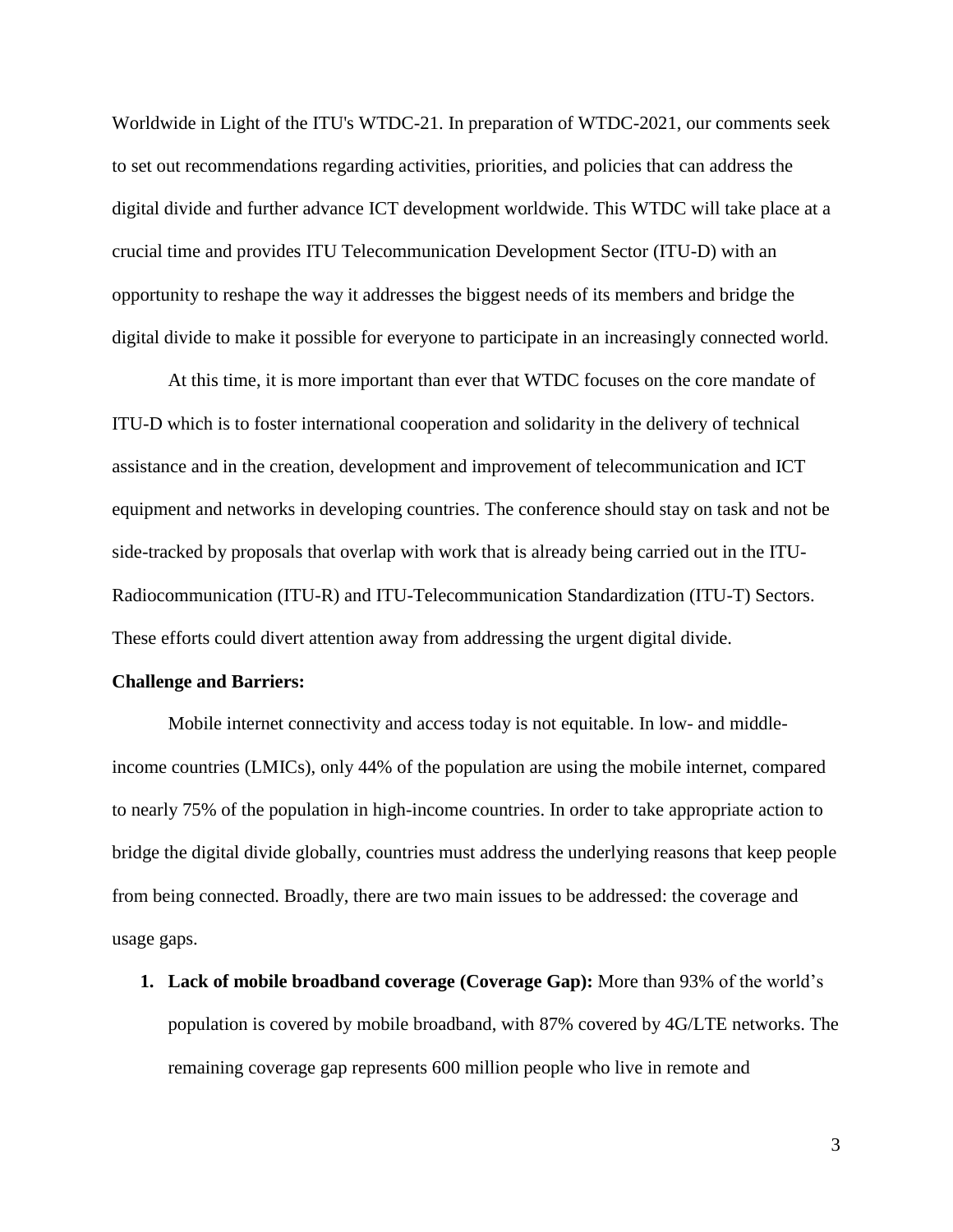Worldwide in Light of the ITU's WTDC-21. In preparation of WTDC-2021, our comments seek to set out recommendations regarding activities, priorities, and policies that can address the digital divide and further advance ICT development worldwide. This WTDC will take place at a crucial time and provides ITU Telecommunication Development Sector (ITU-D) with an opportunity to reshape the way it addresses the biggest needs of its members and bridge the digital divide to make it possible for everyone to participate in an increasingly connected world.

At this time, it is more important than ever that WTDC focuses on the core mandate of ITU-D which is to foster international cooperation and solidarity in the delivery of technical assistance and in the creation, development and improvement of telecommunication and ICT equipment and networks in developing countries. The conference should stay on task and not be side-tracked by proposals that overlap with work that is already being carried out in the ITU-Radiocommunication (ITU-R) and ITU-Telecommunication Standardization (ITU-T) Sectors. These efforts could divert attention away from addressing the urgent digital divide.

**Challenge and Barriers:**

Mobile internet connectivity and access today is not equitable. In low- and middle-income countries (LMICs), only 44% of the population are using the mobile internet, compared to nearly 75% of the population in high-income countries. In order to take appropriate action to bridge the digital divide globally, countries must address the underlying reasons that keep people from being connected. Broadly, there are two main issues to be addressed: the coverage and usage gaps.

1. **Lack of mobile broadband coverage (Coverage Gap):** More than 93% of the world's population is covered by mobile broadband, with 87% covered by 4G/LTE networks. The remaining coverage gap represents 600 million people who live in remote and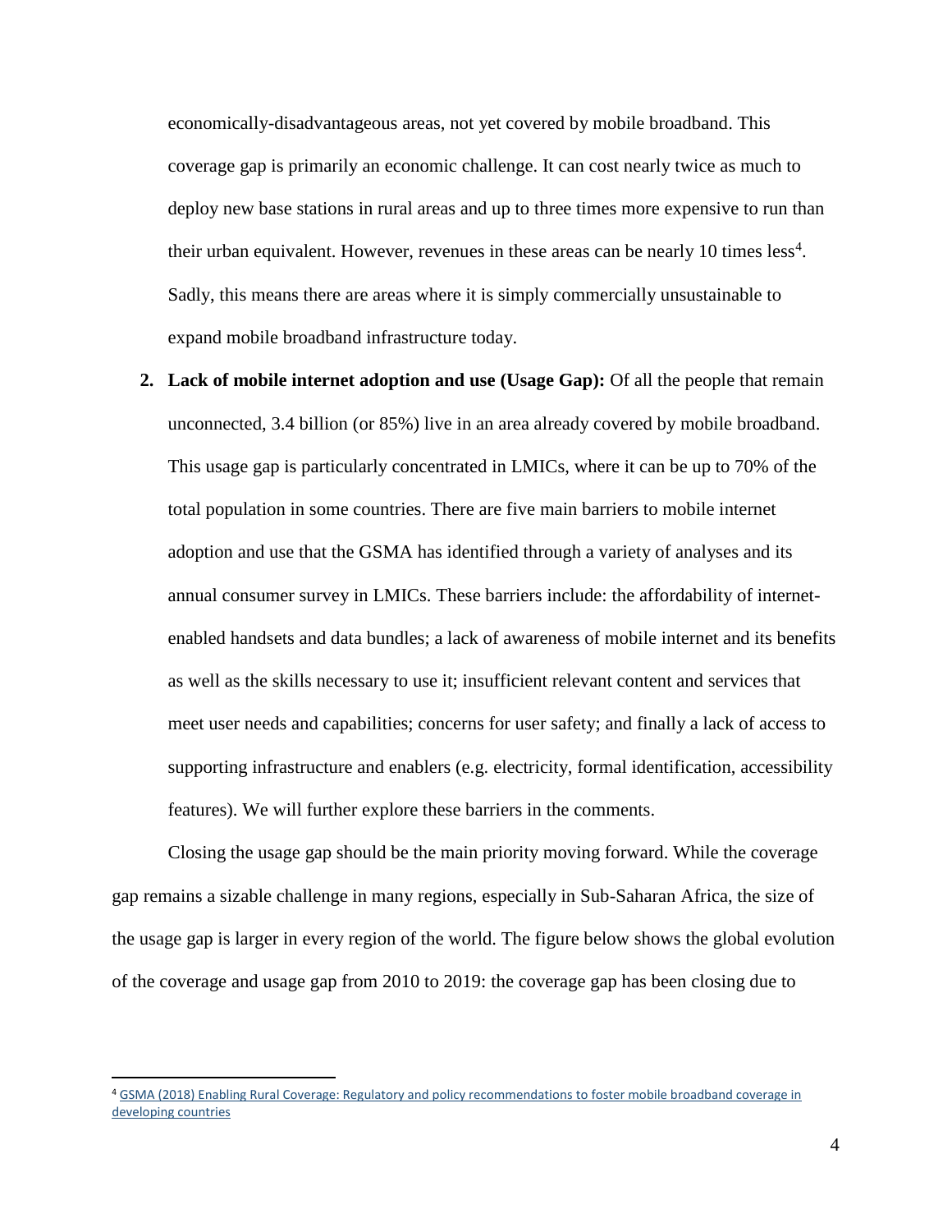economically-disadvantageous areas, not yet covered by mobile broadband. This coverage gap is primarily an economic challenge. It can cost nearly twice as much to deploy new base stations in rural areas and up to three times more expensive to run than their urban equivalent. However, revenues in these areas can be nearly 10 times less[4]. Sadly, this means there are areas where it is simply commercially unsustainable to expand mobile broadband infrastructure today.

2. **Lack of mobile internet adoption and use (Usage Gap):** Of all the people that remain unconnected, 3.4 billion (or 85%) live in an area already covered by mobile broadband. This usage gap is particularly concentrated in LMICs, where it can be up to 70% of the total population in some countries. There are five main barriers to mobile internet adoption and use that the GSMA has identified through a variety of analyses and its annual consumer survey in LMICs. These barriers include: the affordability of internet-enabled handsets and data bundles; a lack of awareness of mobile internet and its benefits as well as the skills necessary to use it; insufficient relevant content and services that meet user needs and capabilities; concerns for user safety; and finally a lack of access to supporting infrastructure and enablers (e.g. electricity, formal identification, accessibility features). We will further explore these barriers in the comments.

Closing the usage gap should be the main priority moving forward. While the coverage gap remains a sizable challenge in many regions, especially in Sub-Saharan Africa, the size of the usage gap is larger in every region of the world. The figure below shows the global evolution of the coverage and usage gap from 2010 to 2019: the coverage gap has been closing due to

[4] GSMA (2018) Enabling Rural Coverage: Regulatory and policy recommendations to foster mobile broadband coverage in developing countries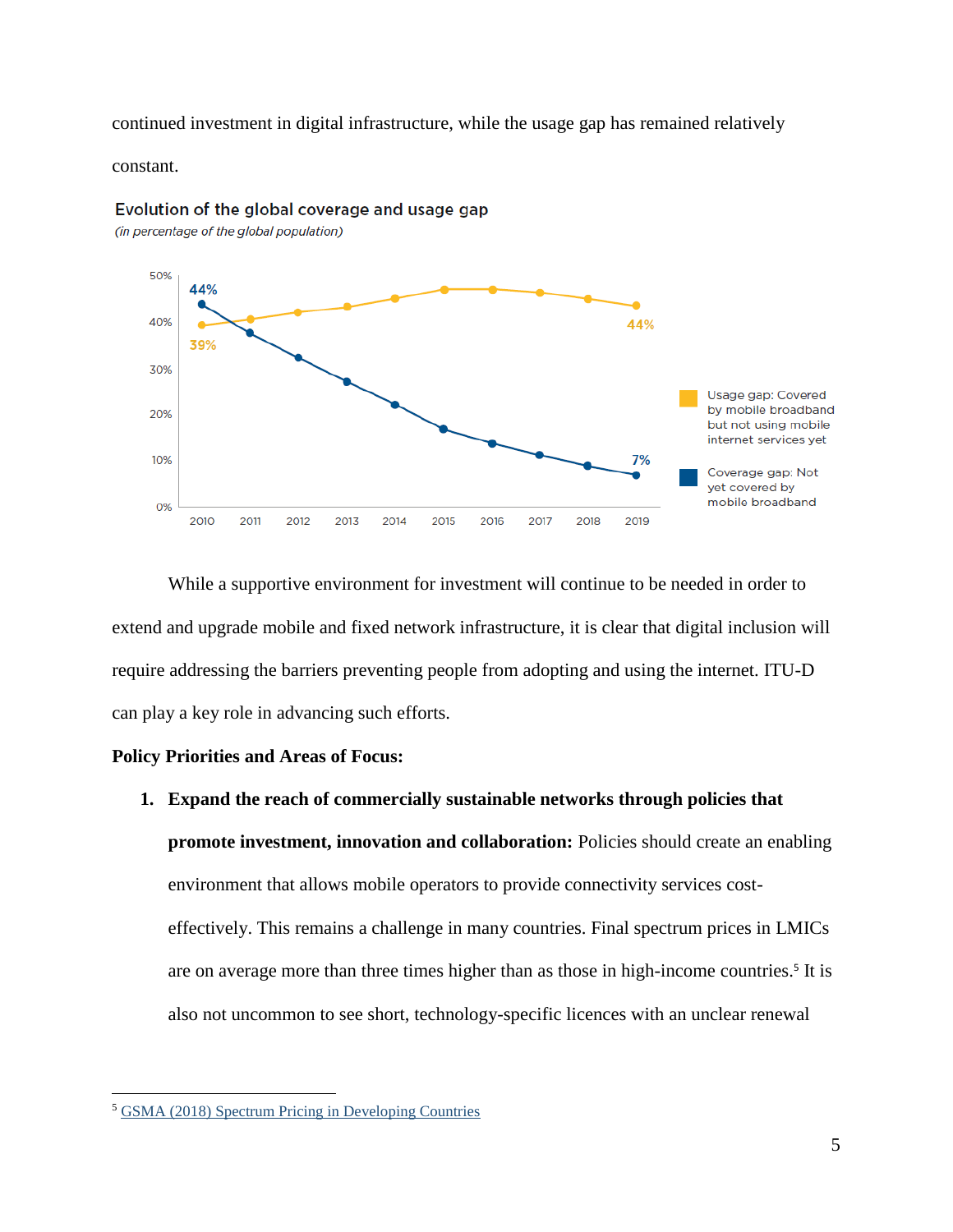continued investment in digital infrastructure, while the usage gap has remained relatively constant.

**Evolution of the global coverage and usage gap**
*(in percentage of the global population)*

While a supportive environment for investment will continue to be needed in order to extend and upgrade mobile and fixed network infrastructure, it is clear that digital inclusion will require addressing the barriers preventing people from adopting and using the internet. ITU-D can play a key role in advancing such efforts.

**Policy Priorities and Areas of Focus:**

1. **Expand the reach of commercially sustainable networks through policies that promote investment, innovation and collaboration:** Policies should create an enabling environment that allows mobile operators to provide connectivity services cost-effectively. This remains a challenge in many countries. Final spectrum prices in LMICs are on average more than three times higher than as those in high-income countries.[5] It is also not uncommon to see short, technology-specific licences with an unclear renewal

[5] GSMA (2018) Spectrum Pricing in Developing Countries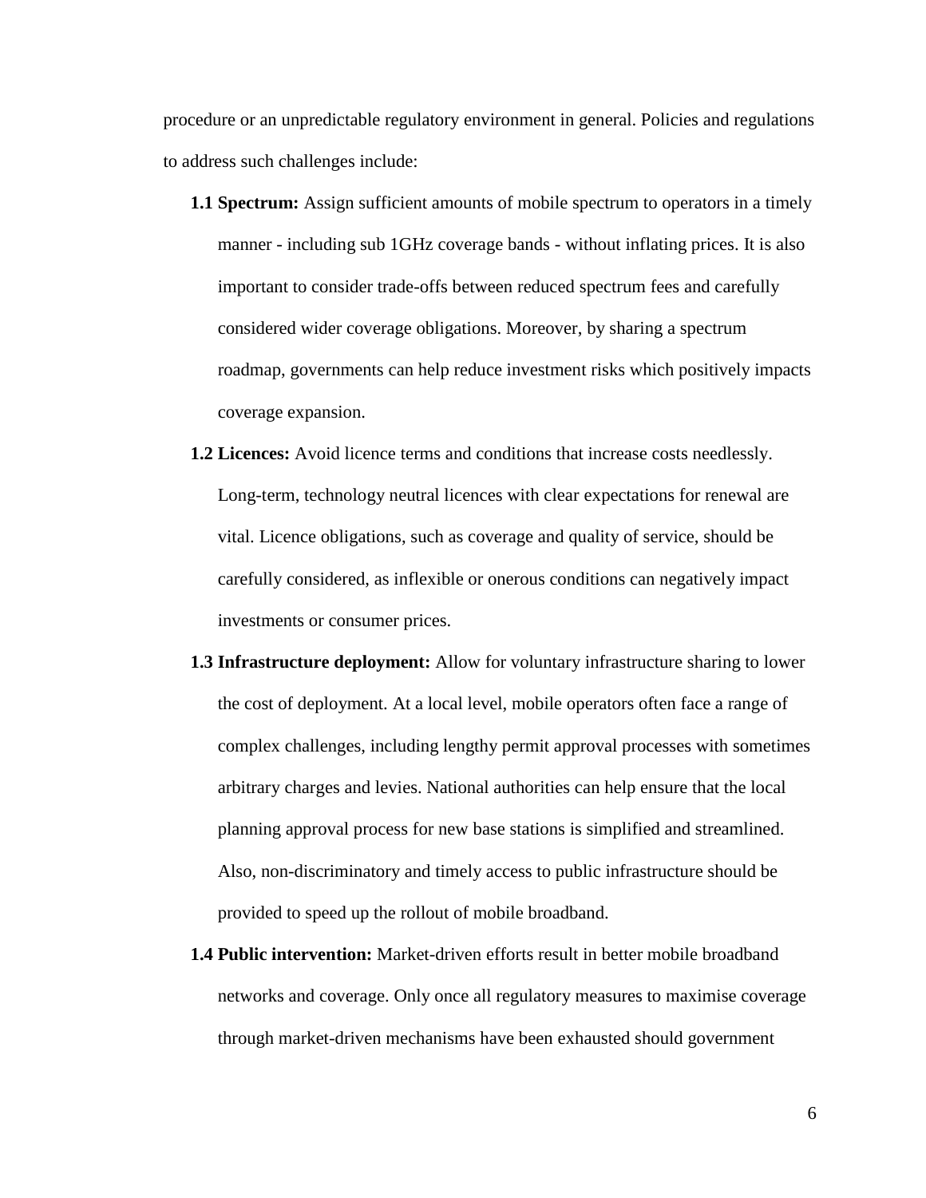procedure or an unpredictable regulatory environment in general. Policies and regulations to address such challenges include:

**1.1 Spectrum:** Assign sufficient amounts of mobile spectrum to operators in a timely manner - including sub 1GHz coverage bands - without inflating prices. It is also important to consider trade-offs between reduced spectrum fees and carefully considered wider coverage obligations. Moreover, by sharing a spectrum roadmap, governments can help reduce investment risks which positively impacts coverage expansion.

**1.2 Licences:** Avoid licence terms and conditions that increase costs needlessly. Long-term, technology neutral licences with clear expectations for renewal are vital. Licence obligations, such as coverage and quality of service, should be carefully considered, as inflexible or onerous conditions can negatively impact investments or consumer prices.

**1.3 Infrastructure deployment:** Allow for voluntary infrastructure sharing to lower the cost of deployment. At a local level, mobile operators often face a range of complex challenges, including lengthy permit approval processes with sometimes arbitrary charges and levies. National authorities can help ensure that the local planning approval process for new base stations is simplified and streamlined. Also, non-discriminatory and timely access to public infrastructure should be provided to speed up the rollout of mobile broadband.

**1.4 Public intervention:** Market-driven efforts result in better mobile broadband networks and coverage. Only once all regulatory measures to maximise coverage through market-driven mechanisms have been exhausted should government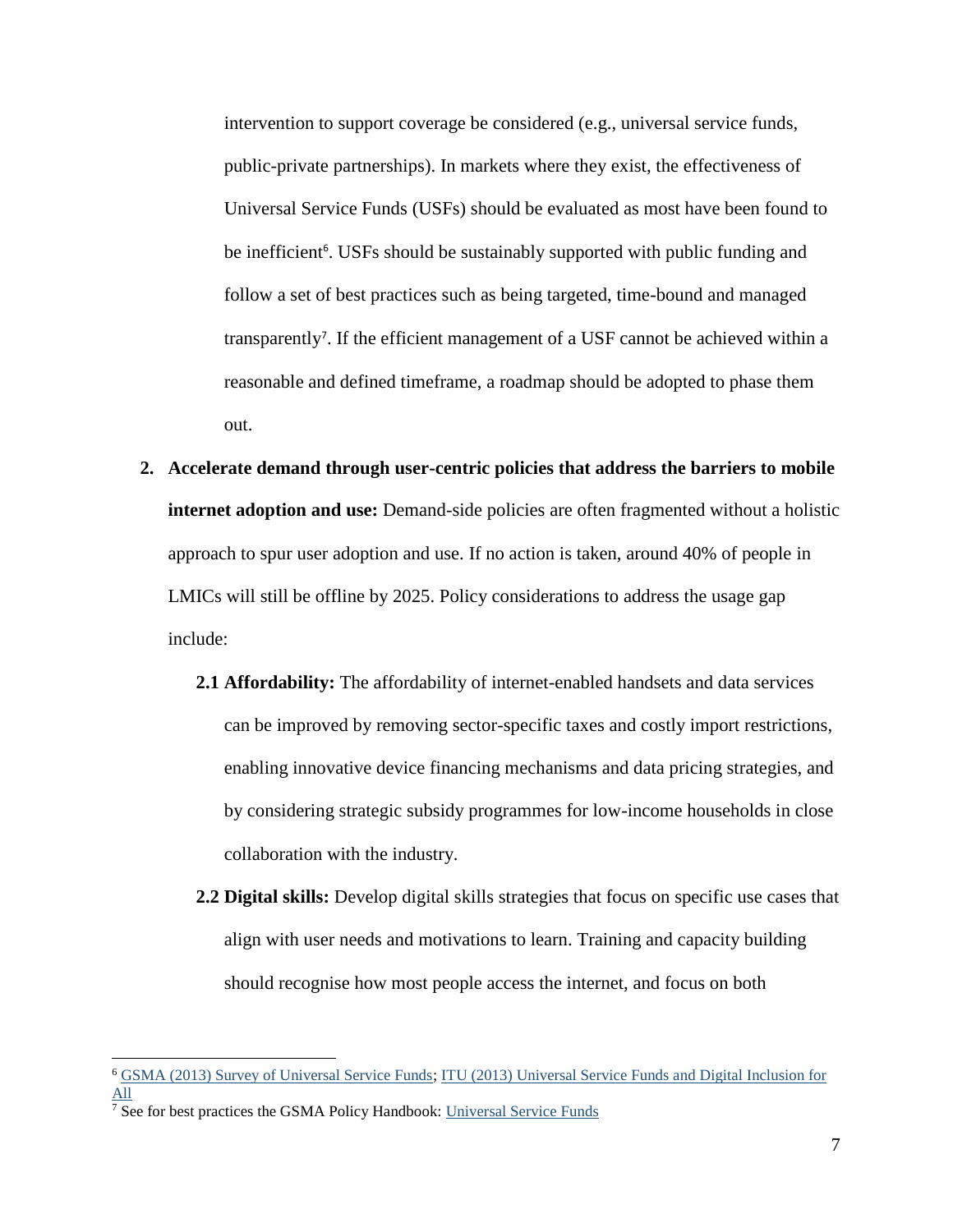intervention to support coverage be considered (e.g., universal service funds, public-private partnerships). In markets where they exist, the effectiveness of Universal Service Funds (USFs) should be evaluated as most have been found to be inefficient[6]. USFs should be sustainably supported with public funding and follow a set of best practices such as being targeted, time-bound and managed transparently[7]. If the efficient management of a USF cannot be achieved within a reasonable and defined timeframe, a roadmap should be adopted to phase them out.

2. **Accelerate demand through user-centric policies that address the barriers to mobile internet adoption and use:** Demand-side policies are often fragmented without a holistic approach to spur user adoption and use. If no action is taken, around 40% of people in LMICs will still be offline by 2025. Policy considerations to address the usage gap include:

   **2.1 Affordability:** The affordability of internet-enabled handsets and data services can be improved by removing sector-specific taxes and costly import restrictions, enabling innovative device financing mechanisms and data pricing strategies, and by considering strategic subsidy programmes for low-income households in close collaboration with the industry.

   **2.2 Digital skills:** Develop digital skills strategies that focus on specific use cases that align with user needs and motivations to learn. Training and capacity building should recognise how most people access the internet, and focus on both

---

[6] GSMA (2013) Survey of Universal Service Funds; ITU (2013) Universal Service Funds and Digital Inclusion for All

[7] See for best practices the GSMA Policy Handbook: Universal Service Funds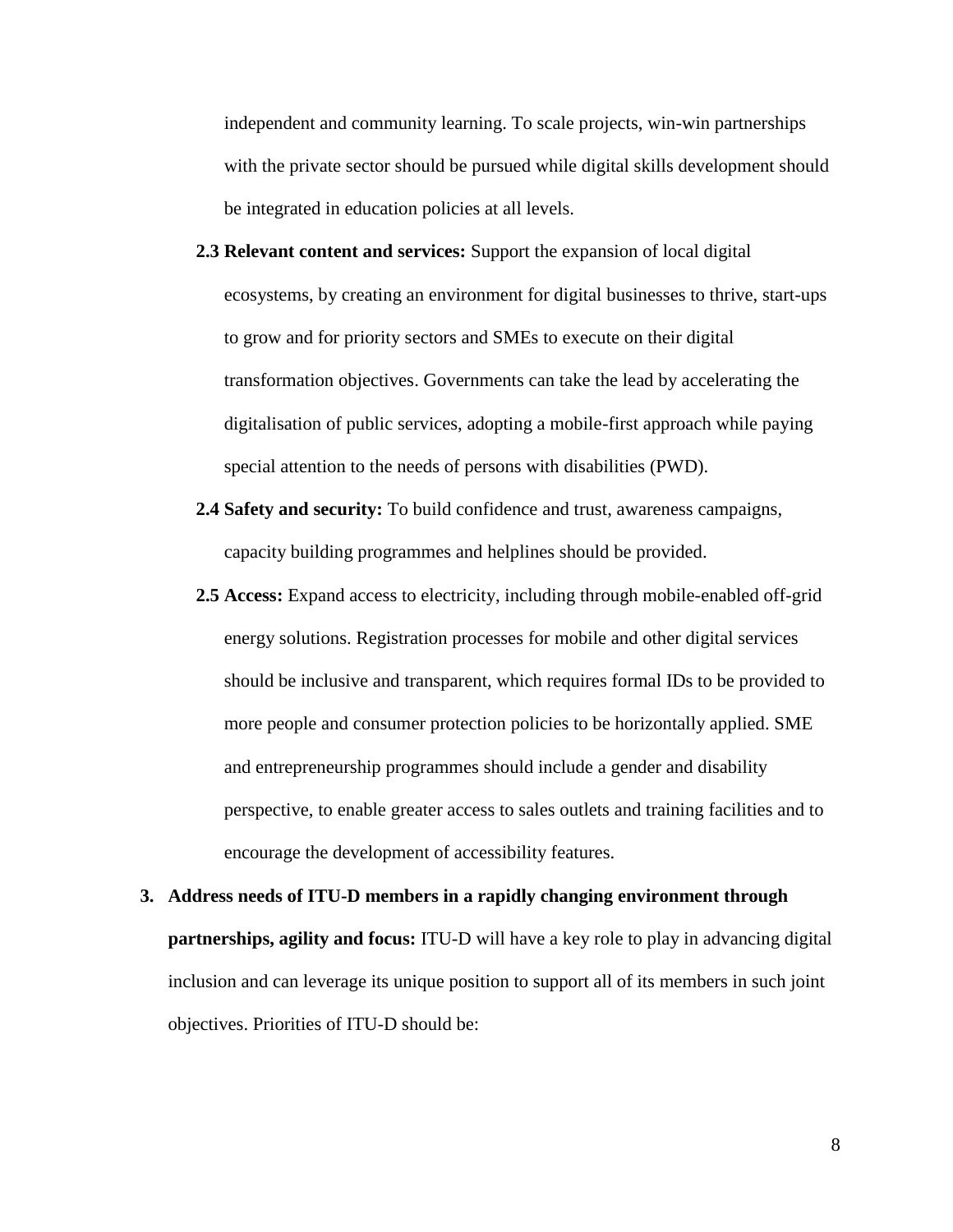independent and community learning. To scale projects, win-win partnerships with the private sector should be pursued while digital skills development should be integrated in education policies at all levels.

- **2.3 Relevant content and services:** Support the expansion of local digital ecosystems, by creating an environment for digital businesses to thrive, start-ups to grow and for priority sectors and SMEs to execute on their digital transformation objectives. Governments can take the lead by accelerating the digitalisation of public services, adopting a mobile-first approach while paying special attention to the needs of persons with disabilities (PWD).
- **2.4 Safety and security:** To build confidence and trust, awareness campaigns, capacity building programmes and helplines should be provided.
- **2.5 Access:** Expand access to electricity, including through mobile-enabled off-grid energy solutions. Registration processes for mobile and other digital services should be inclusive and transparent, which requires formal IDs to be provided to more people and consumer protection policies to be horizontally applied. SME and entrepreneurship programmes should include a gender and disability perspective, to enable greater access to sales outlets and training facilities and to encourage the development of accessibility features.

3. **Address needs of ITU-D members in a rapidly changing environment through partnerships, agility and focus:** ITU-D will have a key role to play in advancing digital inclusion and can leverage its unique position to support all of its members in such joint objectives. Priorities of ITU-D should be: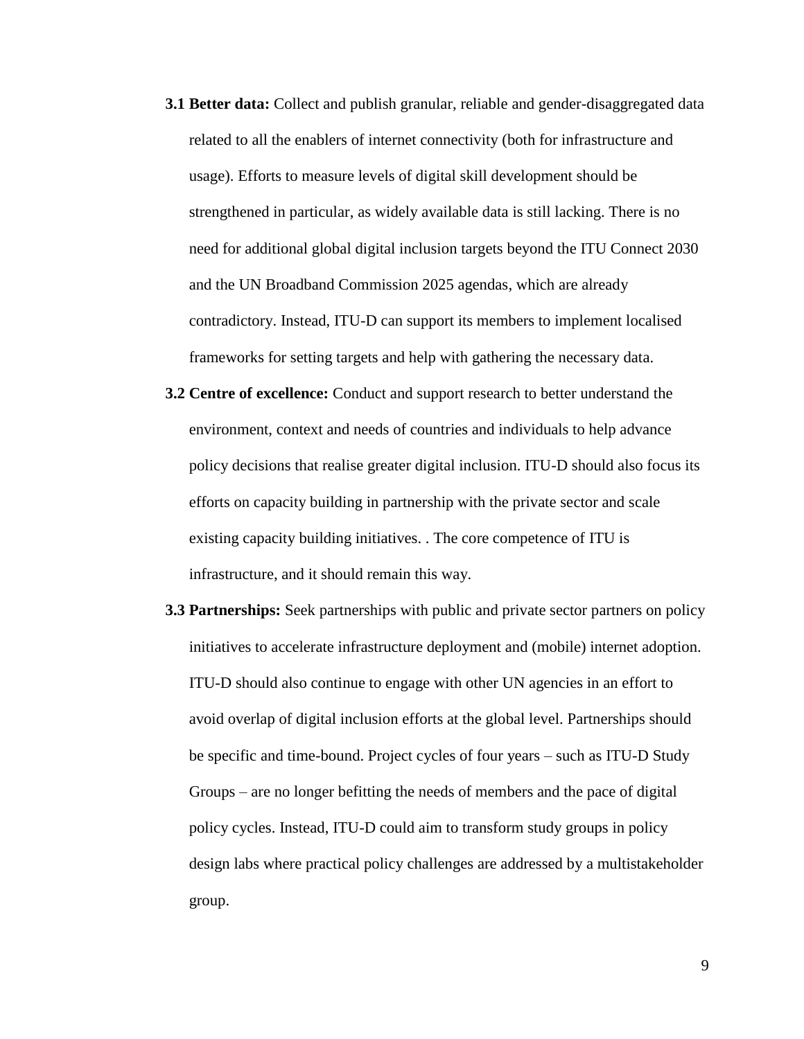**3.1 Better data:** Collect and publish granular, reliable and gender-disaggregated data related to all the enablers of internet connectivity (both for infrastructure and usage). Efforts to measure levels of digital skill development should be strengthened in particular, as widely available data is still lacking. There is no need for additional global digital inclusion targets beyond the ITU Connect 2030 and the UN Broadband Commission 2025 agendas, which are already contradictory. Instead, ITU-D can support its members to implement localised frameworks for setting targets and help with gathering the necessary data.

**3.2 Centre of excellence:** Conduct and support research to better understand the environment, context and needs of countries and individuals to help advance policy decisions that realise greater digital inclusion. ITU-D should also focus its efforts on capacity building in partnership with the private sector and scale existing capacity building initiatives. . The core competence of ITU is infrastructure, and it should remain this way.

**3.3 Partnerships:** Seek partnerships with public and private sector partners on policy initiatives to accelerate infrastructure deployment and (mobile) internet adoption. ITU-D should also continue to engage with other UN agencies in an effort to avoid overlap of digital inclusion efforts at the global level. Partnerships should be specific and time-bound. Project cycles of four years – such as ITU-D Study Groups – are no longer befitting the needs of members and the pace of digital policy cycles. Instead, ITU-D could aim to transform study groups in policy design labs where practical policy challenges are addressed by a multistakeholder group.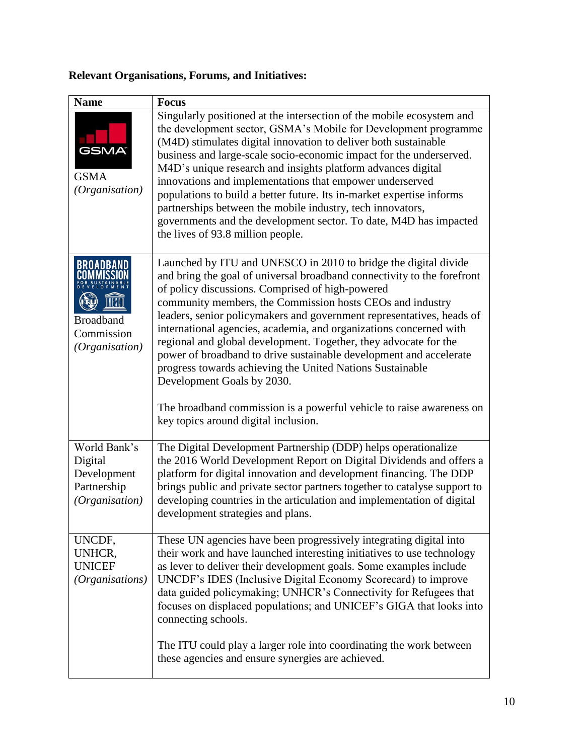**Relevant Organisations, Forums, and Initiatives:**

| Name | Focus |
|---|---|
| GSMA *(Organisation)* | Singularly positioned at the intersection of the mobile ecosystem and the development sector, GSMA's Mobile for Development programme (M4D) stimulates digital innovation to deliver both sustainable business and large-scale socio-economic impact for the underserved. M4D's unique research and insights platform advances digital innovations and implementations that empower underserved populations to build a better future. Its in-market expertise informs partnerships between the mobile industry, tech innovators, governments and the development sector. To date, M4D has impacted the lives of 93.8 million people. |
| Broadband Commission *(Organisation)* | Launched by ITU and UNESCO in 2010 to bridge the digital divide and bring the goal of universal broadband connectivity to the forefront of policy discussions. Comprised of high-powered community members, the Commission hosts CEOs and industry leaders, senior policymakers and government representatives, heads of international agencies, academia, and organizations concerned with regional and global development. Together, they advocate for the power of broadband to drive sustainable development and accelerate progress towards achieving the United Nations Sustainable Development Goals by 2030.<br><br>The broadband commission is a powerful vehicle to raise awareness on key topics around digital inclusion. |
| World Bank's Digital Development Partnership *(Organisation)* | The Digital Development Partnership (DDP) helps operationalize the 2016 World Development Report on Digital Dividends and offers a platform for digital innovation and development financing. The DDP brings public and private sector partners together to catalyse support to developing countries in the articulation and implementation of digital development strategies and plans. |
| UNCDF, UNHCR, UNICEF *(Organisations)* | These UN agencies have been progressively integrating digital into their work and have launched interesting initiatives to use technology as lever to deliver their development goals. Some examples include UNCDF's IDES (Inclusive Digital Economy Scorecard) to improve data guided policymaking; UNHCR's Connectivity for Refugees that focuses on displaced populations; and UNICEF's GIGA that looks into connecting schools.<br><br>The ITU could play a larger role into coordinating the work between these agencies and ensure synergies are achieved. |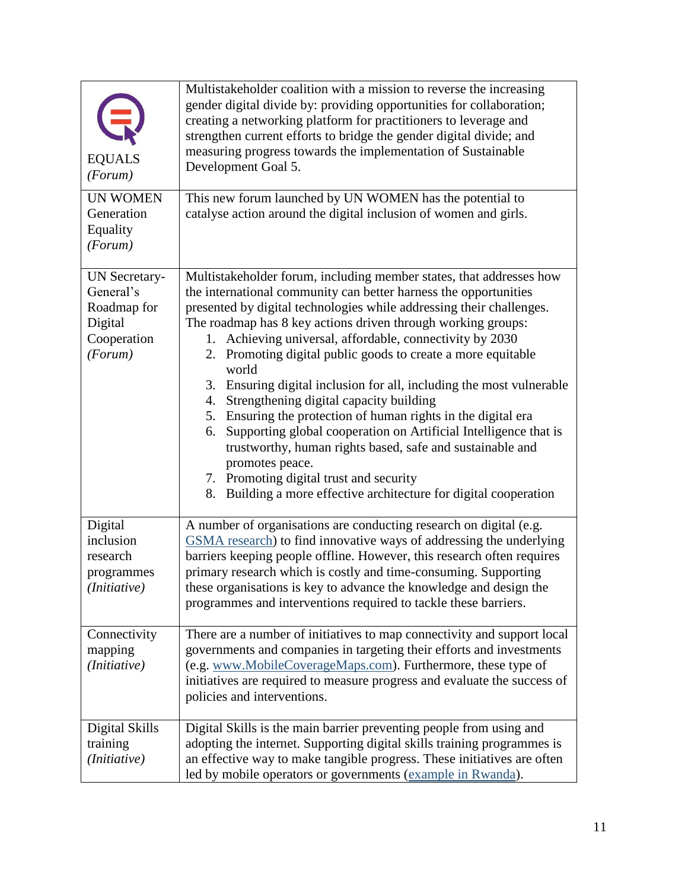| | |
|---|---|
| EQUALS *(Forum)* | Multistakeholder coalition with a mission to reverse the increasing gender digital divide by: providing opportunities for collaboration; creating a networking platform for practitioners to leverage and strengthen current efforts to bridge the gender digital divide; and measuring progress towards the implementation of Sustainable Development Goal 5. |
| UN WOMEN Generation Equality *(Forum)* | This new forum launched by UN WOMEN has the potential to catalyse action around the digital inclusion of women and girls. |
| UN Secretary-General's Roadmap for Digital Cooperation *(Forum)* | Multistakeholder forum, including member states, that addresses how the international community can better harness the opportunities presented by digital technologies while addressing their challenges. The roadmap has 8 key actions driven through working groups: 1. Achieving universal, affordable, connectivity by 2030 2. Promoting digital public goods to create a more equitable world 3. Ensuring digital inclusion for all, including the most vulnerable 4. Strengthening digital capacity building 5. Ensuring the protection of human rights in the digital era 6. Supporting global cooperation on Artificial Intelligence that is trustworthy, human rights based, safe and sustainable and promotes peace. 7. Promoting digital trust and security 8. Building a more effective architecture for digital cooperation |
| Digital inclusion research programmes *(Initiative)* | A number of organisations are conducting research on digital (e.g. GSMA research) to find innovative ways of addressing the underlying barriers keeping people offline. However, this research often requires primary research which is costly and time-consuming. Supporting these organisations is key to advance the knowledge and design the programmes and interventions required to tackle these barriers. |
| Connectivity mapping *(Initiative)* | There are a number of initiatives to map connectivity and support local governments and companies in targeting their efforts and investments (e.g. www.MobileCoverageMaps.com). Furthermore, these type of initiatives are required to measure progress and evaluate the success of policies and interventions. |
| Digital Skills training *(Initiative)* | Digital Skills is the main barrier preventing people from using and adopting the internet. Supporting digital skills training programmes is an effective way to make tangible progress. These initiatives are often led by mobile operators or governments (example in Rwanda). |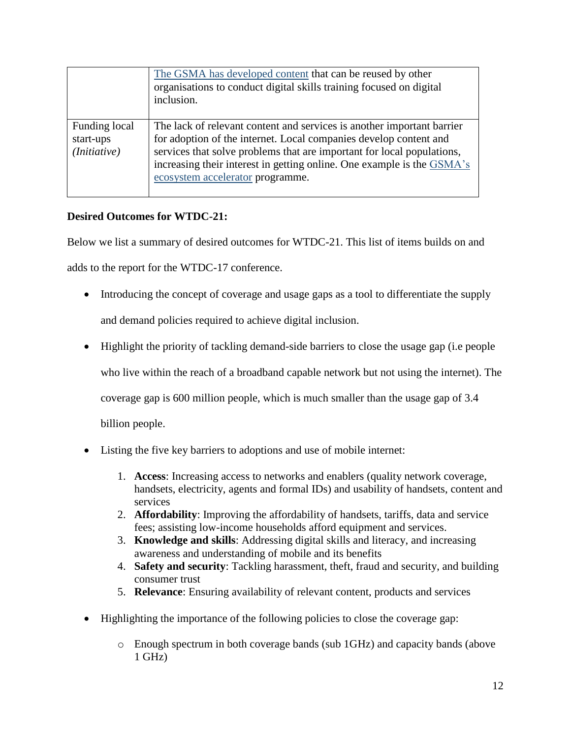| | |
|---|---|
| | [The GSMA has developed content](#) that can be reused by other organisations to conduct digital skills training focused on digital inclusion. |
| Funding local start-ups *(Initiative)* | The lack of relevant content and services is another important barrier for adoption of the internet. Local companies develop content and services that solve problems that are important for local populations, increasing their interest in getting online. One example is the [GSMA's ecosystem accelerator](#) programme. |

**Desired Outcomes for WTDC-21:**

Below we list a summary of desired outcomes for WTDC-21. This list of items builds on and adds to the report for the WTDC-17 conference.

- Introducing the concept of coverage and usage gaps as a tool to differentiate the supply and demand policies required to achieve digital inclusion.
- Highlight the priority of tackling demand-side barriers to close the usage gap (i.e people who live within the reach of a broadband capable network but not using the internet). The coverage gap is 600 million people, which is much smaller than the usage gap of 3.4 billion people.
- Listing the five key barriers to adoptions and use of mobile internet:
  1. **Access**: Increasing access to networks and enablers (quality network coverage, handsets, electricity, agents and formal IDs) and usability of handsets, content and services
  2. **Affordability**: Improving the affordability of handsets, tariffs, data and service fees; assisting low-income households afford equipment and services.
  3. **Knowledge and skills**: Addressing digital skills and literacy, and increasing awareness and understanding of mobile and its benefits
  4. **Safety and security**: Tackling harassment, theft, fraud and security, and building consumer trust
  5. **Relevance**: Ensuring availability of relevant content, products and services
- Highlighting the importance of the following policies to close the coverage gap:
  - Enough spectrum in both coverage bands (sub 1GHz) and capacity bands (above 1 GHz)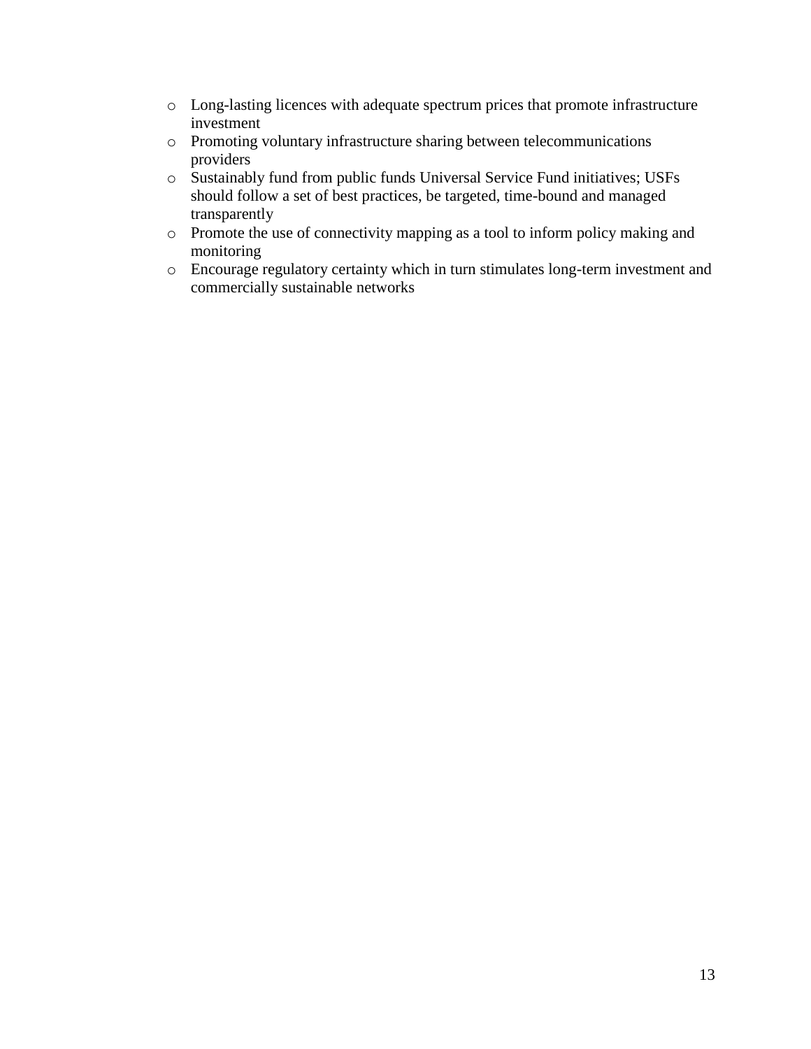- Long-lasting licences with adequate spectrum prices that promote infrastructure investment
- Promoting voluntary infrastructure sharing between telecommunications providers
- Sustainably fund from public funds Universal Service Fund initiatives; USFs should follow a set of best practices, be targeted, time-bound and managed transparently
- Promote the use of connectivity mapping as a tool to inform policy making and monitoring
- Encourage regulatory certainty which in turn stimulates long-term investment and commercially sustainable networks